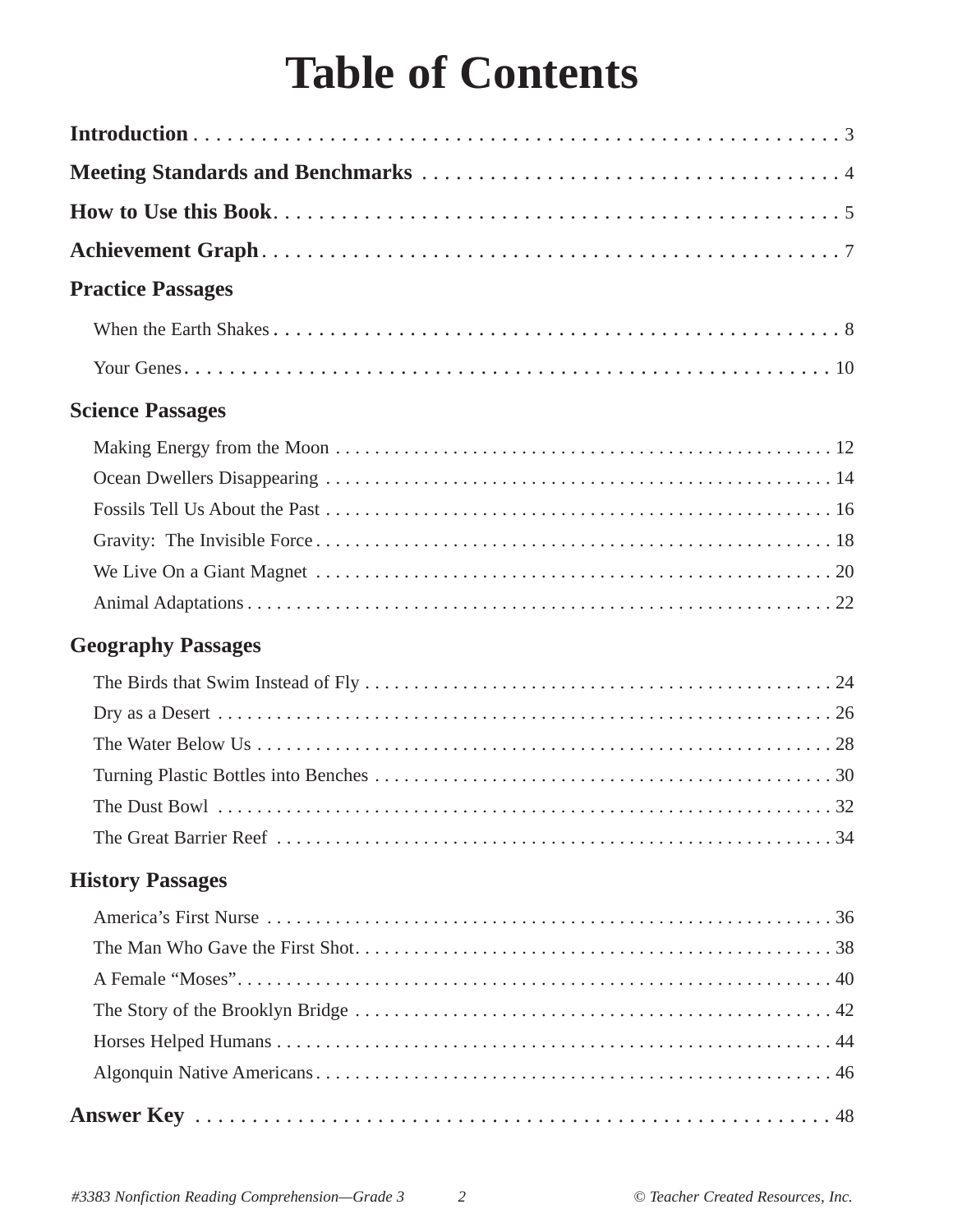# Table of Contents

**Introduction** . . . . . . . . . . . . . . . . . . . . . . . . . . . . . . . . . . . . . . . . . . . . . . . . . . . . . . . . . . 3

**Meeting Standards and Benchmarks** . . . . . . . . . . . . . . . . . . . . . . . . . . . . . . . . . . . . . 4

**How to Use this Book** . . . . . . . . . . . . . . . . . . . . . . . . . . . . . . . . . . . . . . . . . . . . . . . . . . . 5

**Achievement Graph** . . . . . . . . . . . . . . . . . . . . . . . . . . . . . . . . . . . . . . . . . . . . . . . . . . . . 7

**Practice Passages**

- When the Earth Shakes . . . . . . . . . . . . . . . . . . . . . . . . . . . . . . . . . . . . . . . . . . . . . . . . . . . . 8
- Your Genes . . . . . . . . . . . . . . . . . . . . . . . . . . . . . . . . . . . . . . . . . . . . . . . . . . . . . . . . . . . . 10

**Science Passages**

- Making Energy from the Moon . . . . . . . . . . . . . . . . . . . . . . . . . . . . . . . . . . . . . . . . . . . . . . . 12
- Ocean Dwellers Disappearing . . . . . . . . . . . . . . . . . . . . . . . . . . . . . . . . . . . . . . . . . . . . . . . 14
- Fossils Tell Us About the Past . . . . . . . . . . . . . . . . . . . . . . . . . . . . . . . . . . . . . . . . . . . . . . . 16
- Gravity: The Invisible Force . . . . . . . . . . . . . . . . . . . . . . . . . . . . . . . . . . . . . . . . . . . . . . . . 18
- We Live On a Giant Magnet . . . . . . . . . . . . . . . . . . . . . . . . . . . . . . . . . . . . . . . . . . . . . . . . . 20
- Animal Adaptations . . . . . . . . . . . . . . . . . . . . . . . . . . . . . . . . . . . . . . . . . . . . . . . . . . . . . . 22

**Geography Passages**

- The Birds that Swim Instead of Fly . . . . . . . . . . . . . . . . . . . . . . . . . . . . . . . . . . . . . . . . . . . 24
- Dry as a Desert . . . . . . . . . . . . . . . . . . . . . . . . . . . . . . . . . . . . . . . . . . . . . . . . . . . . . . . . . 26
- The Water Below Us . . . . . . . . . . . . . . . . . . . . . . . . . . . . . . . . . . . . . . . . . . . . . . . . . . . . . . 28
- Turning Plastic Bottles into Benches . . . . . . . . . . . . . . . . . . . . . . . . . . . . . . . . . . . . . . . . . . 30
- The Dust Bowl . . . . . . . . . . . . . . . . . . . . . . . . . . . . . . . . . . . . . . . . . . . . . . . . . . . . . . . . . . 32
- The Great Barrier Reef . . . . . . . . . . . . . . . . . . . . . . . . . . . . . . . . . . . . . . . . . . . . . . . . . . . . 34

**History Passages**

- America's First Nurse . . . . . . . . . . . . . . . . . . . . . . . . . . . . . . . . . . . . . . . . . . . . . . . . . . . . . 36
- The Man Who Gave the First Shot . . . . . . . . . . . . . . . . . . . . . . . . . . . . . . . . . . . . . . . . . . . . 38
- A Female "Moses" . . . . . . . . . . . . . . . . . . . . . . . . . . . . . . . . . . . . . . . . . . . . . . . . . . . . . . . 40
- The Story of the Brooklyn Bridge . . . . . . . . . . . . . . . . . . . . . . . . . . . . . . . . . . . . . . . . . . . . . 42
- Horses Helped Humans . . . . . . . . . . . . . . . . . . . . . . . . . . . . . . . . . . . . . . . . . . . . . . . . . . . . 44
- Algonquin Native Americans . . . . . . . . . . . . . . . . . . . . . . . . . . . . . . . . . . . . . . . . . . . . . . . . 46

**Answer Key** . . . . . . . . . . . . . . . . . . . . . . . . . . . . . . . . . . . . . . . . . . . . . . . . . . . . . . . . . . . 48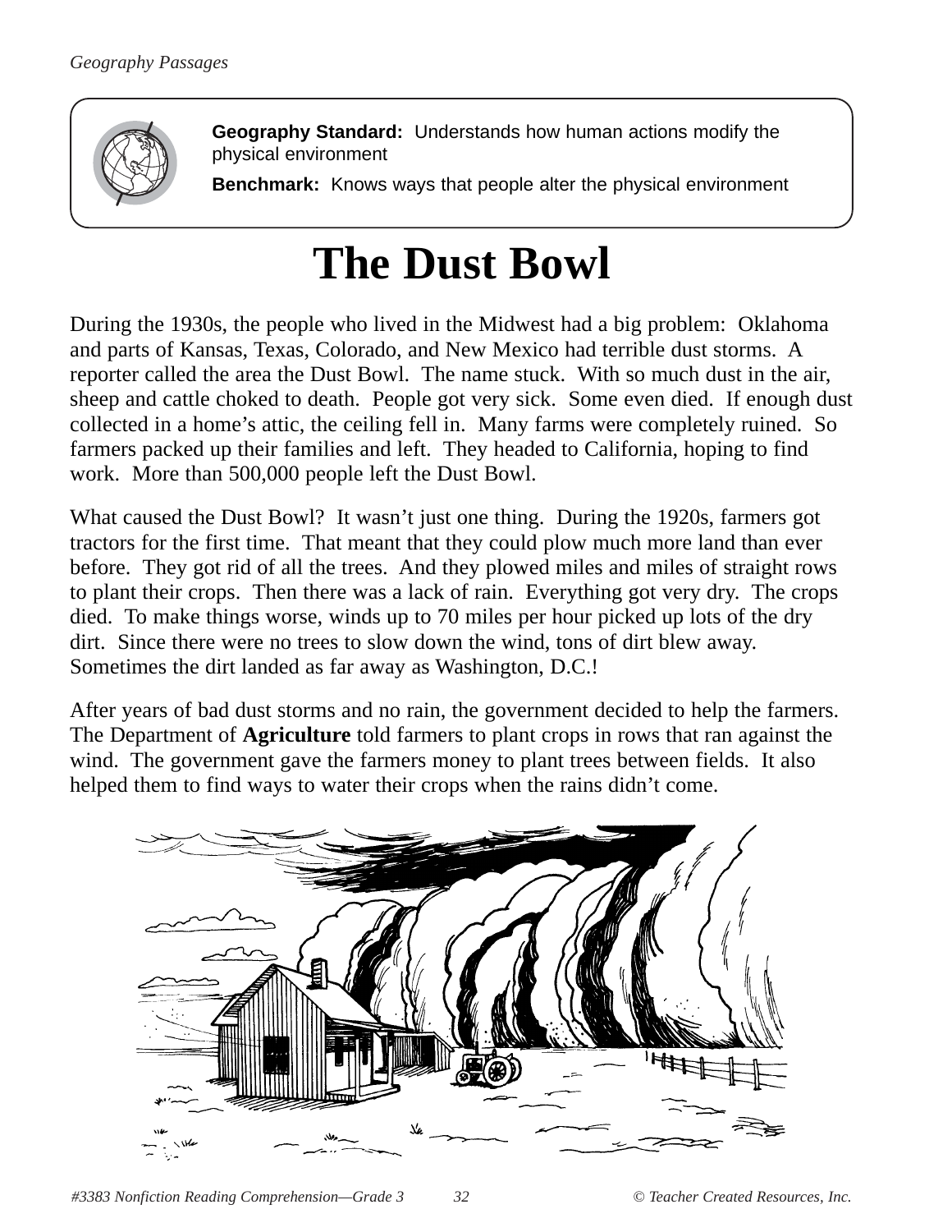**Geography Standard:** Understands how human actions modify the physical environment

**Benchmark:** Knows ways that people alter the physical environment

# The Dust Bowl

During the 1930s, the people who lived in the Midwest had a big problem: Oklahoma and parts of Kansas, Texas, Colorado, and New Mexico had terrible dust storms. A reporter called the area the Dust Bowl. The name stuck. With so much dust in the air, sheep and cattle choked to death. People got very sick. Some even died. If enough dust collected in a home's attic, the ceiling fell in. Many farms were completely ruined. So farmers packed up their families and left. They headed to California, hoping to find work. More than 500,000 people left the Dust Bowl.

What caused the Dust Bowl? It wasn't just one thing. During the 1920s, farmers got tractors for the first time. That meant that they could plow much more land than ever before. They got rid of all the trees. And they plowed miles and miles of straight rows to plant their crops. Then there was a lack of rain. Everything got very dry. The crops died. To make things worse, winds up to 70 miles per hour picked up lots of the dry dirt. Since there were no trees to slow down the wind, tons of dirt blew away. Sometimes the dirt landed as far away as Washington, D.C.!

After years of bad dust storms and no rain, the government decided to help the farmers. The Department of **Agriculture** told farmers to plant crops in rows that ran against the wind. The government gave the farmers money to plant trees between fields. It also helped them to find ways to water their crops when the rains didn't come.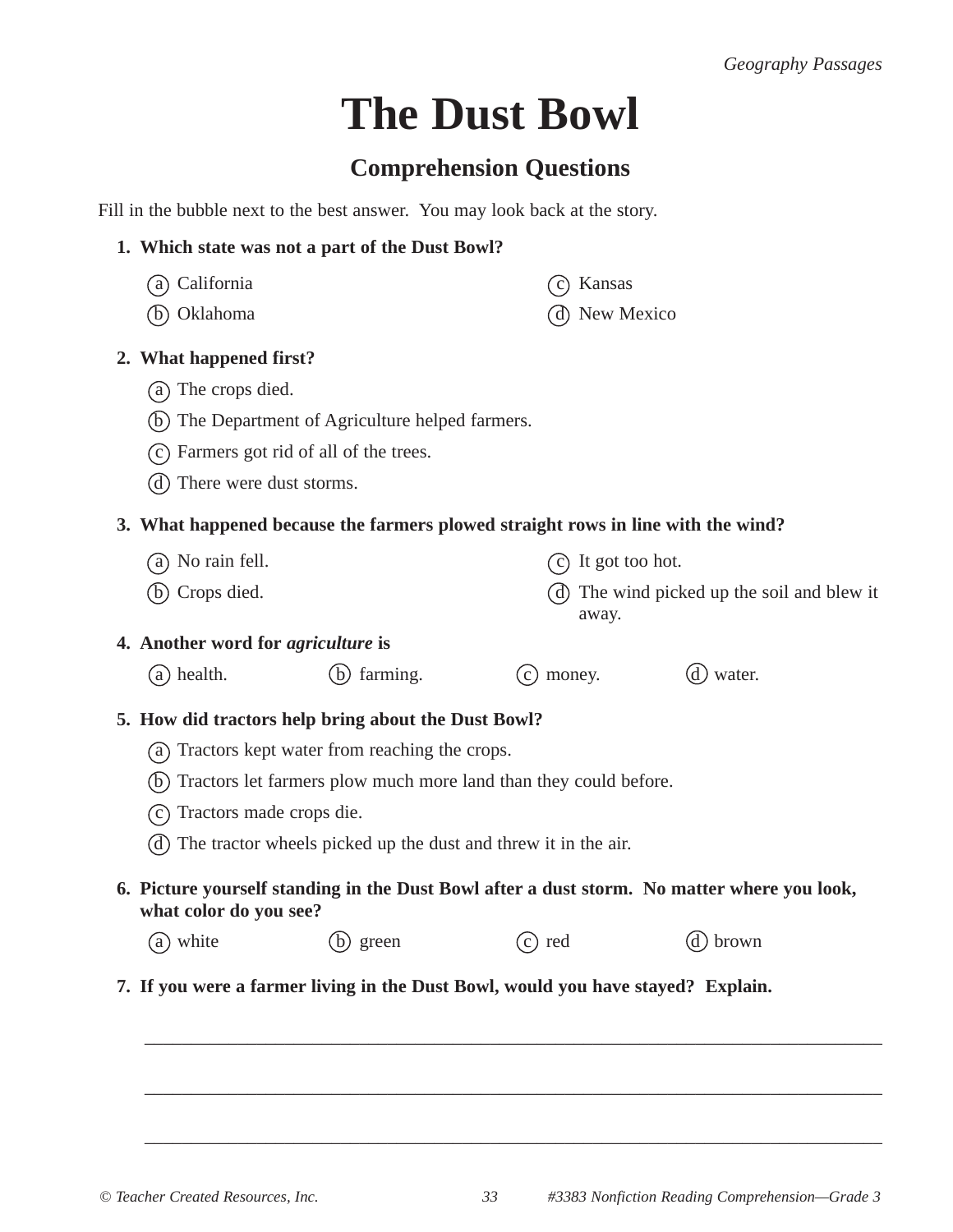# The Dust Bowl

## Comprehension Questions

Fill in the bubble next to the best answer. You may look back at the story.

**1. Which state was not a part of the Dust Bowl?**

- ⓐ California
- ⓑ Oklahoma
- ⓒ Kansas
- ⓓ New Mexico

**2. What happened first?**

- ⓐ The crops died.
- ⓑ The Department of Agriculture helped farmers.
- ⓒ Farmers got rid of all of the trees.
- ⓓ There were dust storms.

**3. What happened because the farmers plowed straight rows in line with the wind?**

- ⓐ No rain fell.
- ⓑ Crops died.
- ⓒ It got too hot.
- ⓓ The wind picked up the soil and blew it away.

**4. Another word for *agriculture* is**

- ⓐ health.
- ⓑ farming.
- ⓒ money.
- ⓓ water.

**5. How did tractors help bring about the Dust Bowl?**

- ⓐ Tractors kept water from reaching the crops.
- ⓑ Tractors let farmers plow much more land than they could before.
- ⓒ Tractors made crops die.
- ⓓ The tractor wheels picked up the dust and threw it in the air.

**6. Picture yourself standing in the Dust Bowl after a dust storm. No matter where you look, what color do you see?**

- ⓐ white
- ⓑ green
- ⓒ red
- ⓓ brown

**7. If you were a farmer living in the Dust Bowl, would you have stayed? Explain.**

_______________________________________________________________________________

_______________________________________________________________________________

_______________________________________________________________________________